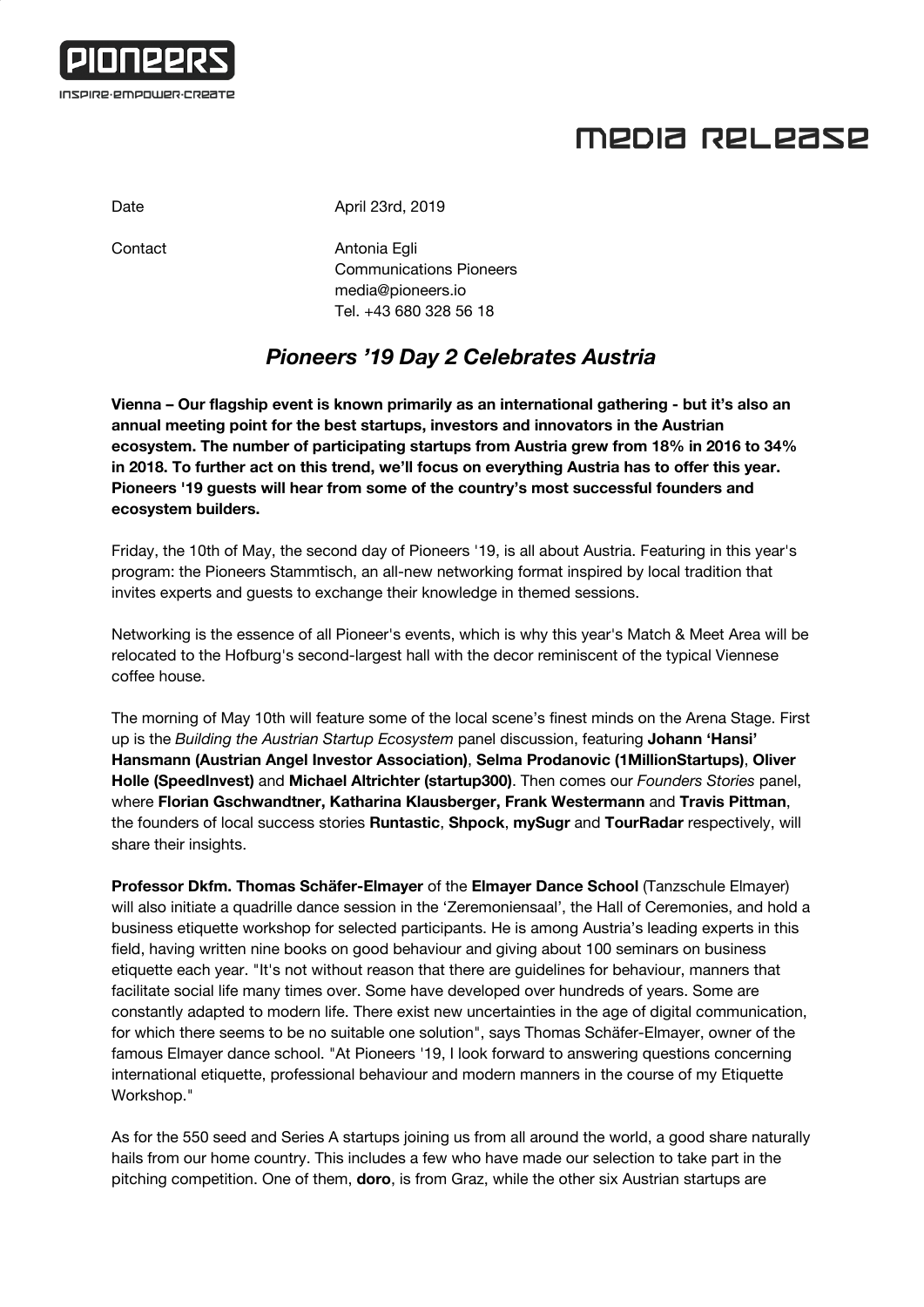PIONEERS

INSPIRE·EMPOWER·CREATE

# MEDIA RELEASE

Date April 23rd, 2019

Contact Antonia Egli
Communications Pioneers
media@pioneers.io
Tel. +43 680 328 56 18

## *Pioneers '19 Day 2 Celebrates Austria*

**Vienna – Our flagship event is known primarily as an international gathering - but it's also an annual meeting point for the best startups, investors and innovators in the Austrian ecosystem. The number of participating startups from Austria grew from 18% in 2016 to 34% in 2018. To further act on this trend, we'll focus on everything Austria has to offer this year. Pioneers '19 guests will hear from some of the country's most successful founders and ecosystem builders.**

Friday, the 10th of May, the second day of Pioneers '19, is all about Austria. Featuring in this year's program: the Pioneers Stammtisch, an all-new networking format inspired by local tradition that invites experts and guests to exchange their knowledge in themed sessions.

Networking is the essence of all Pioneer's events, which is why this year's Match & Meet Area will be relocated to the Hofburg's second-largest hall with the decor reminiscent of the typical Viennese coffee house.

The morning of May 10th will feature some of the local scene's finest minds on the Arena Stage. First up is the *Building the Austrian Startup Ecosystem* panel discussion, featuring **Johann 'Hansi' Hansmann (Austrian Angel Investor Association)**, **Selma Prodanovic (1MillionStartups)**, **Oliver Holle (SpeedInvest)** and **Michael Altrichter (startup300)**. Then comes our *Founders Stories* panel, where **Florian Gschwandtner, Katharina Klausberger, Frank Westermann** and **Travis Pittman**, the founders of local success stories **Runtastic**, **Shpock**, **mySugr** and **TourRadar** respectively, will share their insights.

**Professor Dkfm. Thomas Schäfer-Elmayer** of the **Elmayer Dance School** (Tanzschule Elmayer) will also initiate a quadrille dance session in the 'Zeremoniensaal', the Hall of Ceremonies, and hold a business etiquette workshop for selected participants. He is among Austria's leading experts in this field, having written nine books on good behaviour and giving about 100 seminars on business etiquette each year. "It's not without reason that there are guidelines for behaviour, manners that facilitate social life many times over. Some have developed over hundreds of years. Some are constantly adapted to modern life. There exist new uncertainties in the age of digital communication, for which there seems to be no suitable one solution", says Thomas Schäfer-Elmayer, owner of the famous Elmayer dance school. "At Pioneers '19, I look forward to answering questions concerning international etiquette, professional behaviour and modern manners in the course of my Etiquette Workshop."

As for the 550 seed and Series A startups joining us from all around the world, a good share naturally hails from our home country. This includes a few who have made our selection to take part in the pitching competition. One of them, **doro**, is from Graz, while the other six Austrian startups are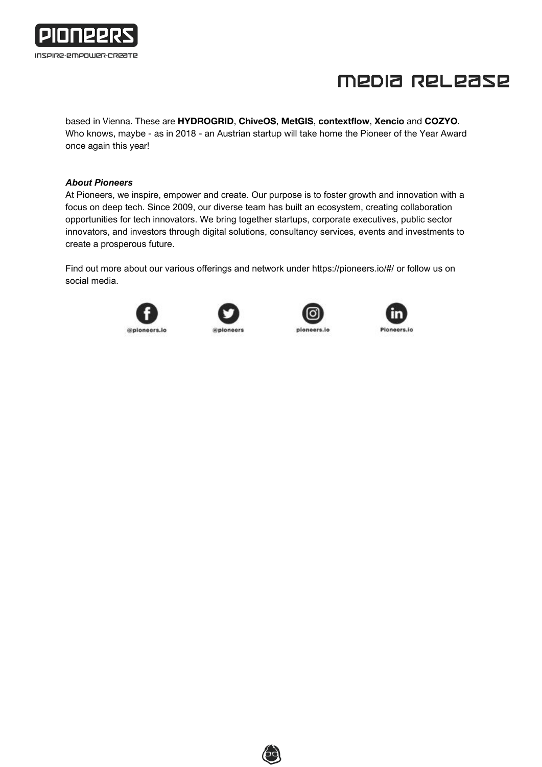based in Vienna. These are **HYDROGRID**, **ChiveOS**, **MetGIS**, **contextflow**, **Xencio** and **COZYO**. Who knows, maybe - as in 2018 - an Austrian startup will take home the Pioneer of the Year Award once again this year!

***About Pioneers***

At Pioneers, we inspire, empower and create. Our purpose is to foster growth and innovation with a focus on deep tech. Since 2009, our diverse team has built an ecosystem, creating collaboration opportunities for tech innovators. We bring together startups, corporate executives, public sector innovators, and investors through digital solutions, consultancy services, events and investments to create a prosperous future.

Find out more about our various offerings and network under https://pioneers.io/#/ or follow us on social media.

@pioneers.io @pioneers pioneers.io Pioneers.io